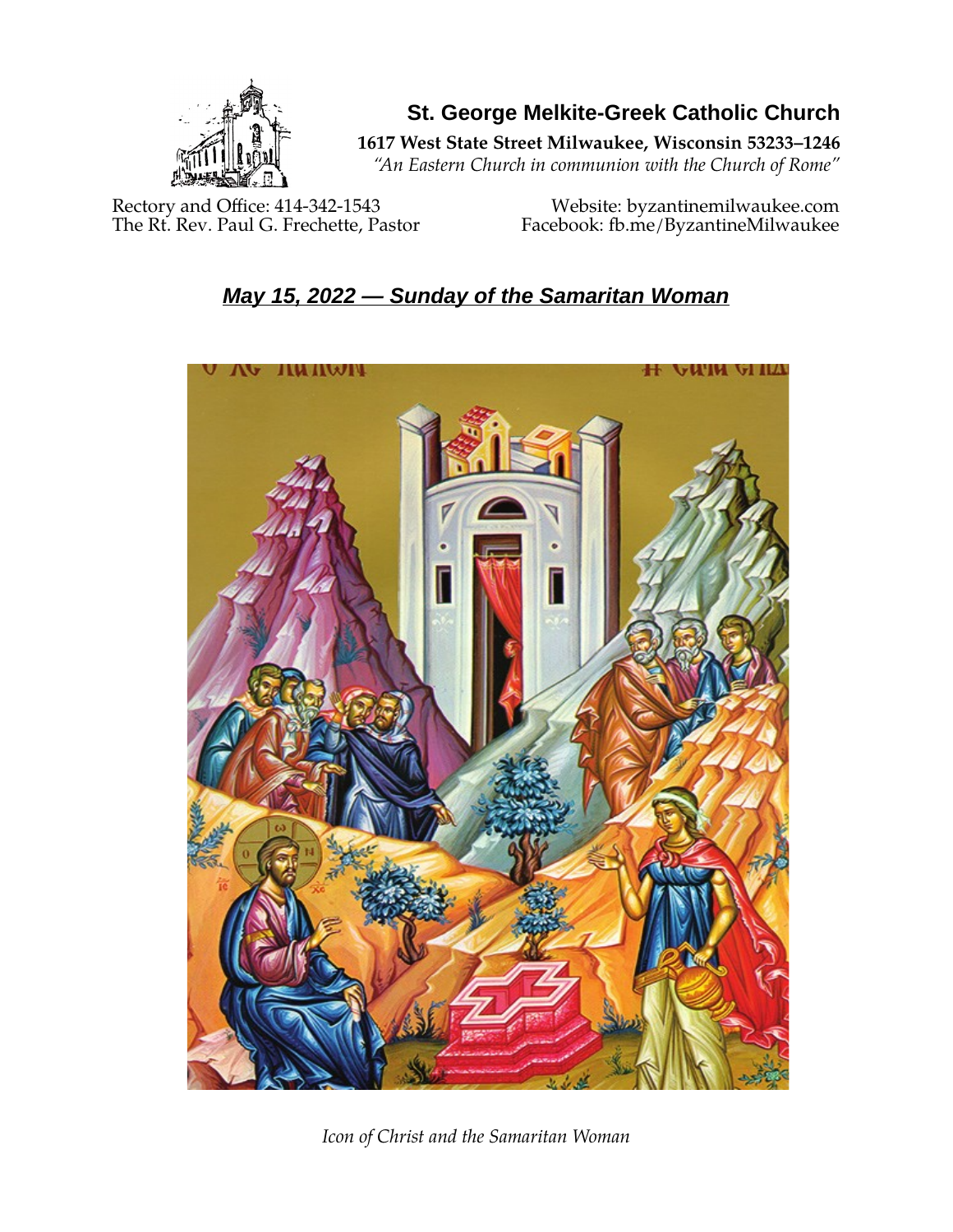# St. George Melkite-Greek Catholic Church

**1617 West State Street Milwaukee, Wisconsin 53233–1246**

*"An Eastern Church in communion with the Church of Rome"*

Rectory and Office: 414-342-1543
The Rt. Rev. Paul G. Frechette, Pastor

Website: byzantinemilwaukee.com
Facebook: fb.me/ByzantineMilwaukee

## ***May 15, 2022 — Sunday of the Samaritan Woman***

*Icon of Christ and the Samaritan Woman*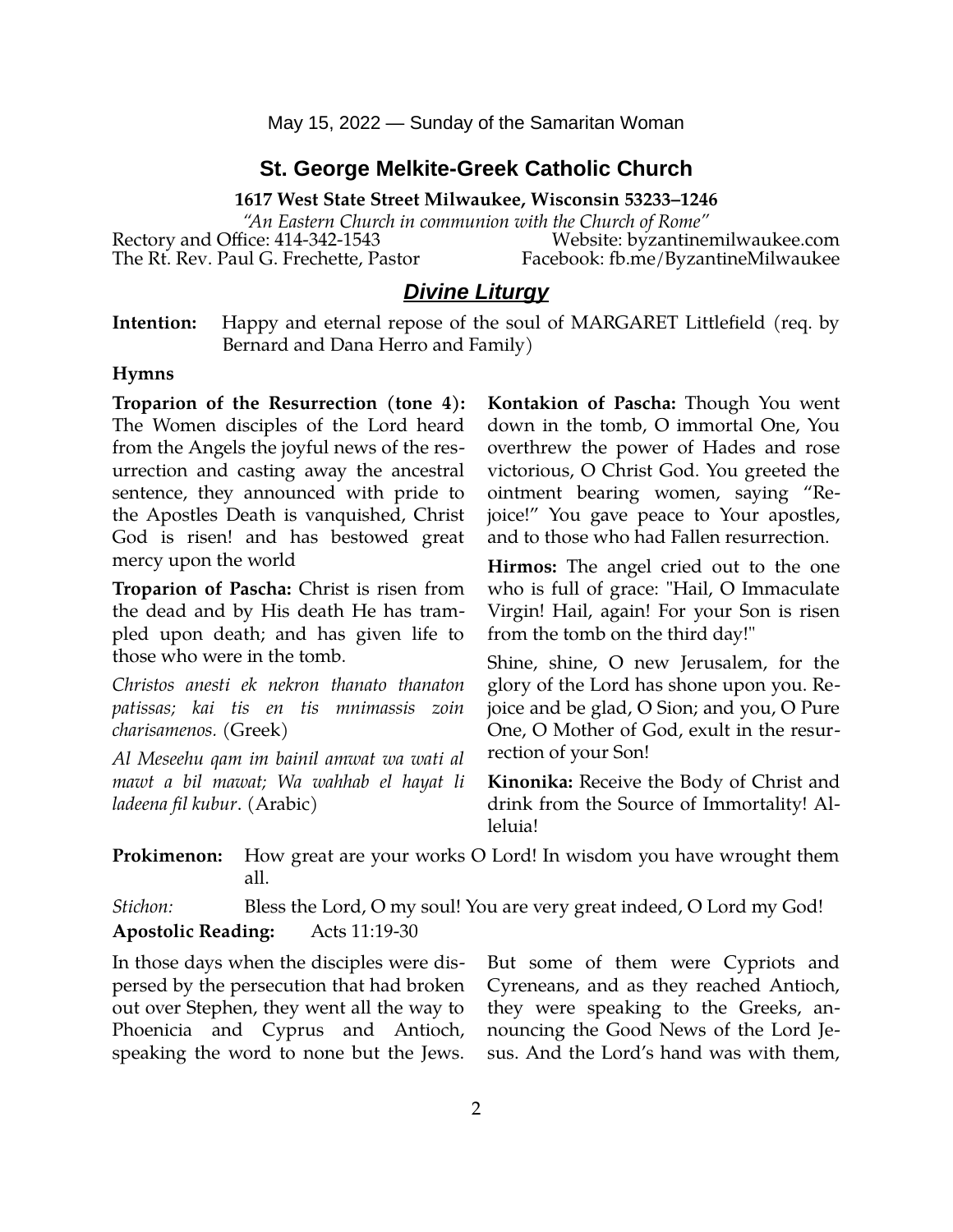May 15, 2022 — Sunday of the Samaritan Woman

## St. George Melkite-Greek Catholic Church

**1617 West State Street Milwaukee, Wisconsin 53233–1246**

*"An Eastern Church in communion with the Church of Rome"*

Rectory and Office: 414-342-1543 | Website: byzantinemilwaukee.com

The Rt. Rev. Paul G. Frechette, Pastor | Facebook: fb.me/ByzantineMilwaukee

# Divine Liturgy

**Intention:** Happy and eternal repose of the soul of MARGARET Littlefield (req. by Bernard and Dana Herro and Family)

**Hymns**

**Troparion of the Resurrection (tone 4):** The Women disciples of the Lord heard from the Angels the joyful news of the resurrection and casting away the ancestral sentence, they announced with pride to the Apostles Death is vanquished, Christ God is risen! and has bestowed great mercy upon the world

**Troparion of Pascha:** Christ is risen from the dead and by His death He has trampled upon death; and has given life to those who were in the tomb.

*Christos anesti ek nekron thanato thanaton patissas; kai tis en tis mnimassis zoin charisamenos.* (Greek)

*Al Meseehu qam im bainil amwat wa wati al mawt a bil mawat; Wa wahhab el hayat li ladeena fil kubur*. (Arabic)

**Kontakion of Pascha:** Though You went down in the tomb, O immortal One, You overthrew the power of Hades and rose victorious, O Christ God. You greeted the ointment bearing women, saying "Rejoice!" You gave peace to Your apostles, and to those who had Fallen resurrection.

**Hirmos:** The angel cried out to the one who is full of grace: "Hail, O Immaculate Virgin! Hail, again! For your Son is risen from the tomb on the third day!"

Shine, shine, O new Jerusalem, for the glory of the Lord has shone upon you. Rejoice and be glad, O Sion; and you, O Pure One, O Mother of God, exult in the resurrection of your Son!

**Kinonika:** Receive the Body of Christ and drink from the Source of Immortality! Alleluia!

**Prokimenon:** How great are your works O Lord! In wisdom you have wrought them all.

*Stichon:* Bless the Lord, O my soul! You are very great indeed, O Lord my God!

**Apostolic Reading:** Acts 11:19-30

In those days when the disciples were dispersed by the persecution that had broken out over Stephen, they went all the way to Phoenicia and Cyprus and Antioch, speaking the word to none but the Jews. But some of them were Cypriots and Cyreneans, and as they reached Antioch, they were speaking to the Greeks, announcing the Good News of the Lord Jesus. And the Lord's hand was with them,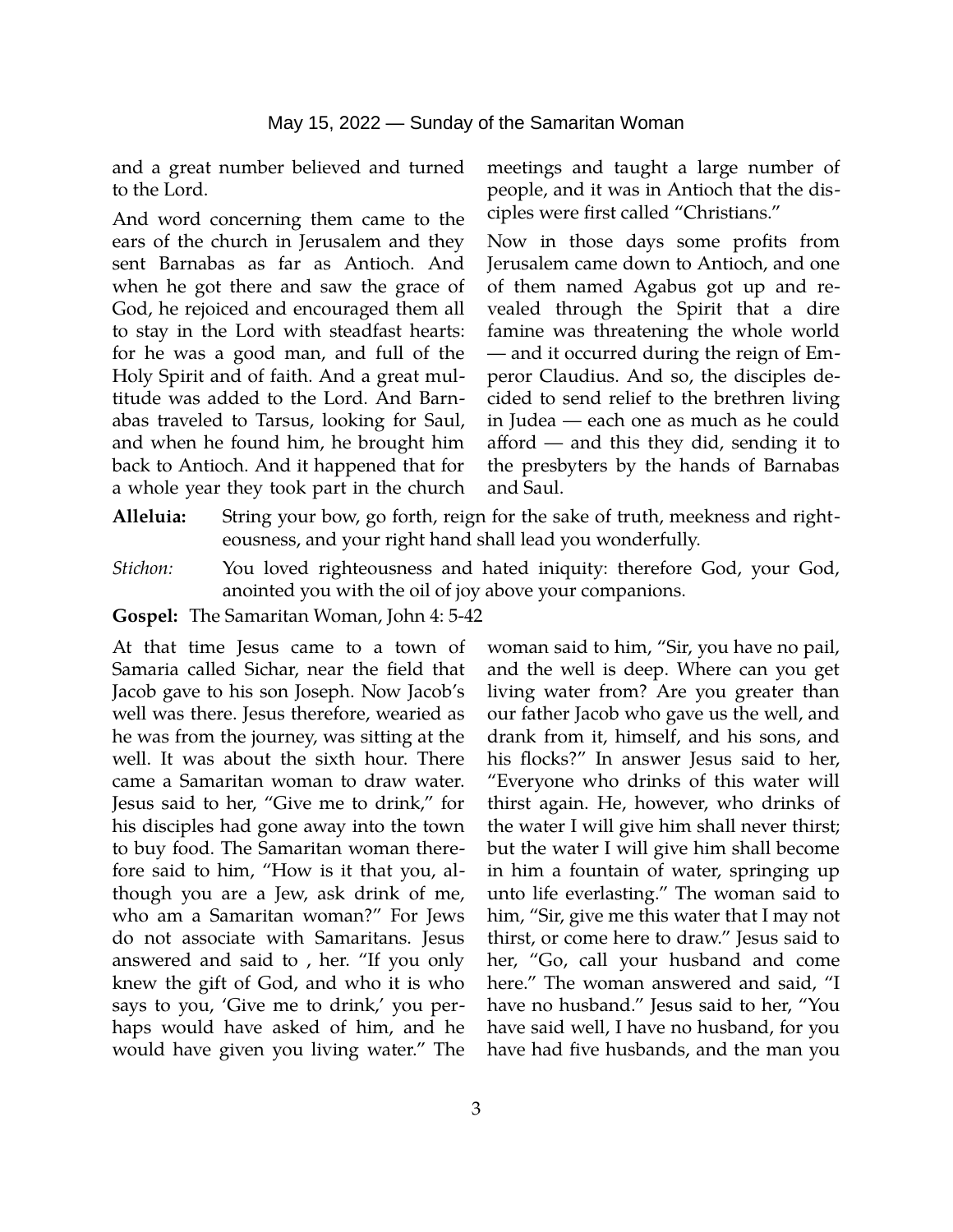and a great number believed and turned to the Lord.

And word concerning them came to the ears of the church in Jerusalem and they sent Barnabas as far as Antioch. And when he got there and saw the grace of God, he rejoiced and encouraged them all to stay in the Lord with steadfast hearts: for he was a good man, and full of the Holy Spirit and of faith. And a great multitude was added to the Lord. And Barnabas traveled to Tarsus, looking for Saul, and when he found him, he brought him back to Antioch. And it happened that for a whole year they took part in the church meetings and taught a large number of people, and it was in Antioch that the disciples were first called "Christians."

Now in those days some profits from Jerusalem came down to Antioch, and one of them named Agabus got up and revealed through the Spirit that a dire famine was threatening the whole world — and it occurred during the reign of Emperor Claudius. And so, the disciples decided to send relief to the brethren living in Judea — each one as much as he could afford — and this they did, sending it to the presbyters by the hands of Barnabas and Saul.

**Alleluia:** String your bow, go forth, reign for the sake of truth, meekness and righteousness, and your right hand shall lead you wonderfully.

*Stichon:* You loved righteousness and hated iniquity: therefore God, your God, anointed you with the oil of joy above your companions.

**Gospel:** The Samaritan Woman, John 4: 5-42

At that time Jesus came to a town of Samaria called Sichar, near the field that Jacob gave to his son Joseph. Now Jacob's well was there. Jesus therefore, wearied as he was from the journey, was sitting at the well. It was about the sixth hour. There came a Samaritan woman to draw water. Jesus said to her, "Give me to drink," for his disciples had gone away into the town to buy food. The Samaritan woman therefore said to him, "How is it that you, although you are a Jew, ask drink of me, who am a Samaritan woman?" For Jews do not associate with Samaritans. Jesus answered and said to , her. "If you only knew the gift of God, and who it is who says to you, 'Give me to drink,' you perhaps would have asked of him, and he would have given you living water." The woman said to him, "Sir, you have no pail, and the well is deep. Where can you get living water from? Are you greater than our father Jacob who gave us the well, and drank from it, himself, and his sons, and his flocks?" In answer Jesus said to her, "Everyone who drinks of this water will thirst again. He, however, who drinks of the water I will give him shall never thirst; but the water I will give him shall become in him a fountain of water, springing up unto life everlasting." The woman said to him, "Sir, give me this water that I may not thirst, or come here to draw." Jesus said to her, "Go, call your husband and come here." The woman answered and said, "I have no husband." Jesus said to her, "You have said well, I have no husband, for you have had five husbands, and the man you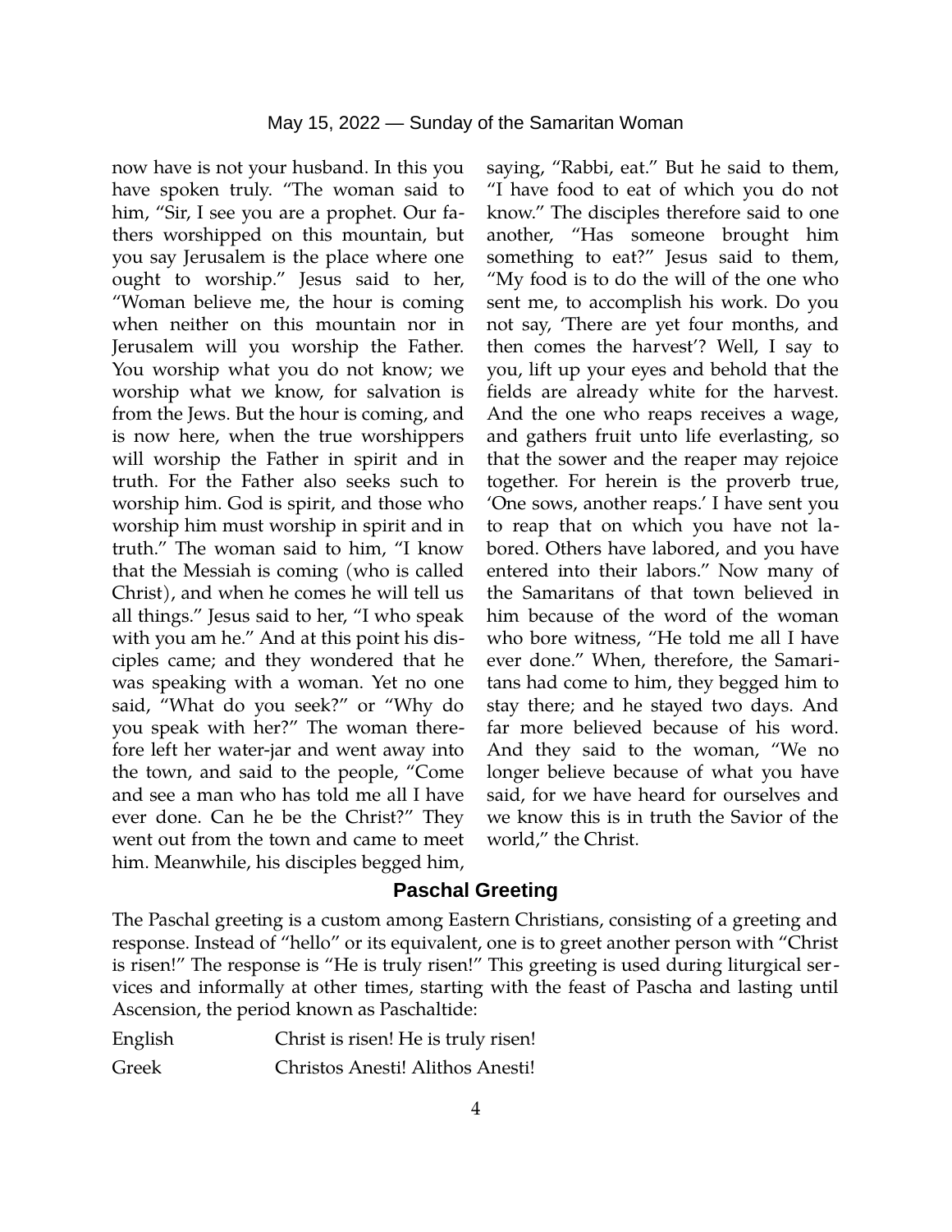now have is not your husband. In this you have spoken truly. "The woman said to him, "Sir, I see you are a prophet. Our fathers worshipped on this mountain, but you say Jerusalem is the place where one ought to worship." Jesus said to her, "Woman believe me, the hour is coming when neither on this mountain nor in Jerusalem will you worship the Father. You worship what you do not know; we worship what we know, for salvation is from the Jews. But the hour is coming, and is now here, when the true worshippers will worship the Father in spirit and in truth. For the Father also seeks such to worship him. God is spirit, and those who worship him must worship in spirit and in truth." The woman said to him, "I know that the Messiah is coming (who is called Christ), and when he comes he will tell us all things." Jesus said to her, "I who speak with you am he." And at this point his disciples came; and they wondered that he was speaking with a woman. Yet no one said, "What do you seek?" or "Why do you speak with her?" The woman therefore left her water-jar and went away into the town, and said to the people, "Come and see a man who has told me all I have ever done. Can he be the Christ?" They went out from the town and came to meet him. Meanwhile, his disciples begged him, saying, "Rabbi, eat." But he said to them, "I have food to eat of which you do not know." The disciples therefore said to one another, "Has someone brought him something to eat?" Jesus said to them, "My food is to do the will of the one who sent me, to accomplish his work. Do you not say, 'There are yet four months, and then comes the harvest'? Well, I say to you, lift up your eyes and behold that the fields are already white for the harvest. And the one who reaps receives a wage, and gathers fruit unto life everlasting, so that the sower and the reaper may rejoice together. For herein is the proverb true, 'One sows, another reaps.' I have sent you to reap that on which you have not labored. Others have labored, and you have entered into their labors." Now many of the Samaritans of that town believed in him because of the word of the woman who bore witness, "He told me all I have ever done." When, therefore, the Samaritans had come to him, they begged him to stay there; and he stayed two days. And far more believed because of his word. And they said to the woman, "We no longer believe because of what you have said, for we have heard for ourselves and we know this is in truth the Savior of the world," the Christ.

## Paschal Greeting

The Paschal greeting is a custom among Eastern Christians, consisting of a greeting and response. Instead of "hello" or its equivalent, one is to greet another person with "Christ is risen!" The response is "He is truly risen!" This greeting is used during liturgical services and informally at other times, starting with the feast of Pascha and lasting until Ascension, the period known as Paschaltide:

| | |
|---|---|
| English | Christ is risen! He is truly risen! |
| Greek | Christos Anesti! Alithos Anesti! |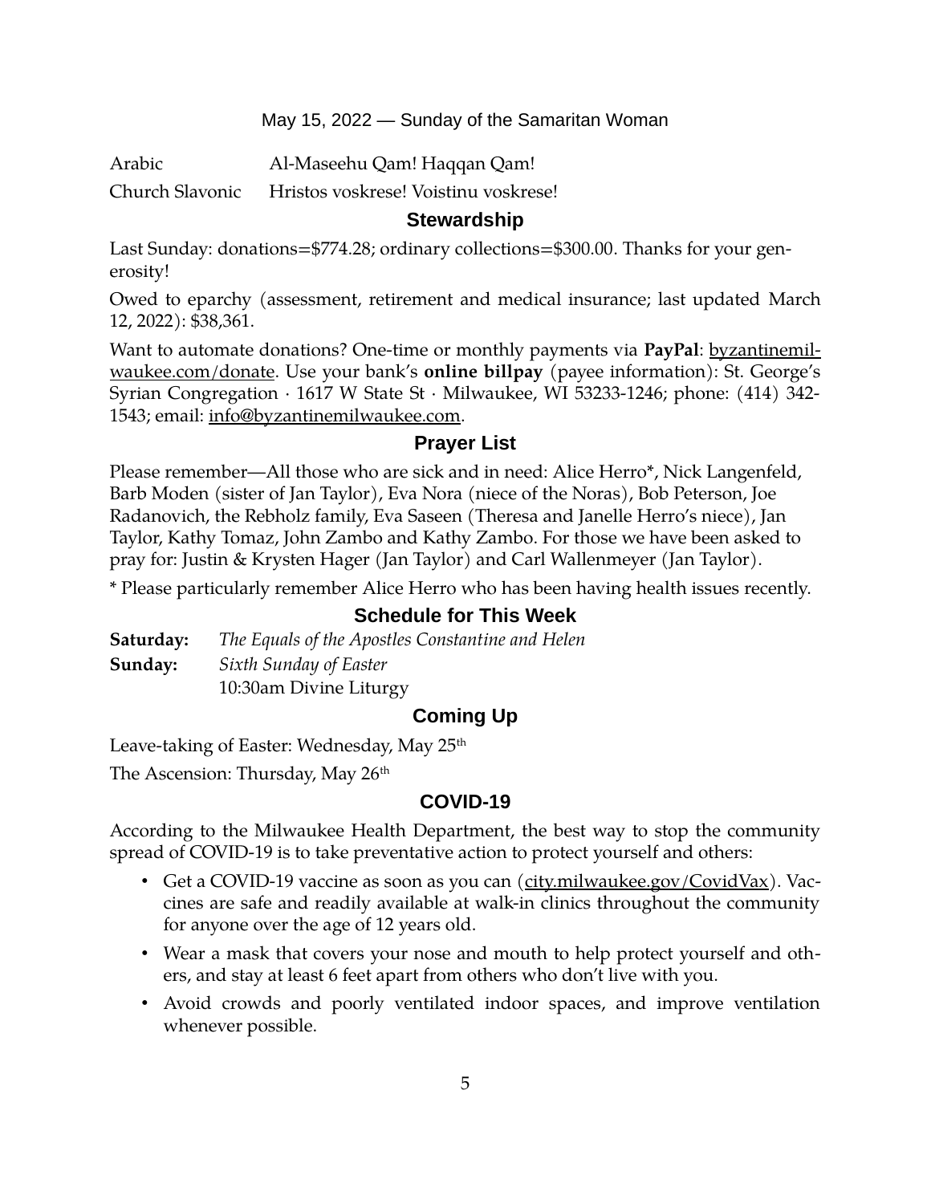May 15, 2022 — Sunday of the Samaritan Woman

| | |
|---|---|
| Arabic | Al-Maseehu Qam! Haqqan Qam! |
| Church Slavonic | Hristos voskrese! Voistinu voskrese! |

## Stewardship

Last Sunday: donations=$774.28; ordinary collections=$300.00. Thanks for your generosity!

Owed to eparchy (assessment, retirement and medical insurance; last updated March 12, 2022): $38,361.

Want to automate donations? One-time or monthly payments via **PayPal**: byzantinemilwaukee.com/donate. Use your bank's **online billpay** (payee information): St. George's Syrian Congregation · 1617 W State St · Milwaukee, WI 53233-1246; phone: (414) 342-1543; email: info@byzantinemilwaukee.com.

## Prayer List

Please remember—All those who are sick and in need: Alice Herro*, Nick Langenfeld, Barb Moden (sister of Jan Taylor), Eva Nora (niece of the Noras), Bob Peterson, Joe Radanovich, the Rebholz family, Eva Saseen (Theresa and Janelle Herro's niece), Jan Taylor, Kathy Tomaz, John Zambo and Kathy Zambo. For those we have been asked to pray for: Justin & Krysten Hager (Jan Taylor) and Carl Wallenmeyer (Jan Taylor).

* Please particularly remember Alice Herro who has been having health issues recently.

## Schedule for This Week

**Saturday:** *The Equals of the Apostles Constantine and Helen*

**Sunday:** *Sixth Sunday of Easter*
10:30am Divine Liturgy

## Coming Up

Leave-taking of Easter: Wednesday, May 25th

The Ascension: Thursday, May 26th

## COVID-19

According to the Milwaukee Health Department, the best way to stop the community spread of COVID-19 is to take preventative action to protect yourself and others:

- Get a COVID-19 vaccine as soon as you can (city.milwaukee.gov/CovidVax). Vaccines are safe and readily available at walk-in clinics throughout the community for anyone over the age of 12 years old.
- Wear a mask that covers your nose and mouth to help protect yourself and others, and stay at least 6 feet apart from others who don't live with you.
- Avoid crowds and poorly ventilated indoor spaces, and improve ventilation whenever possible.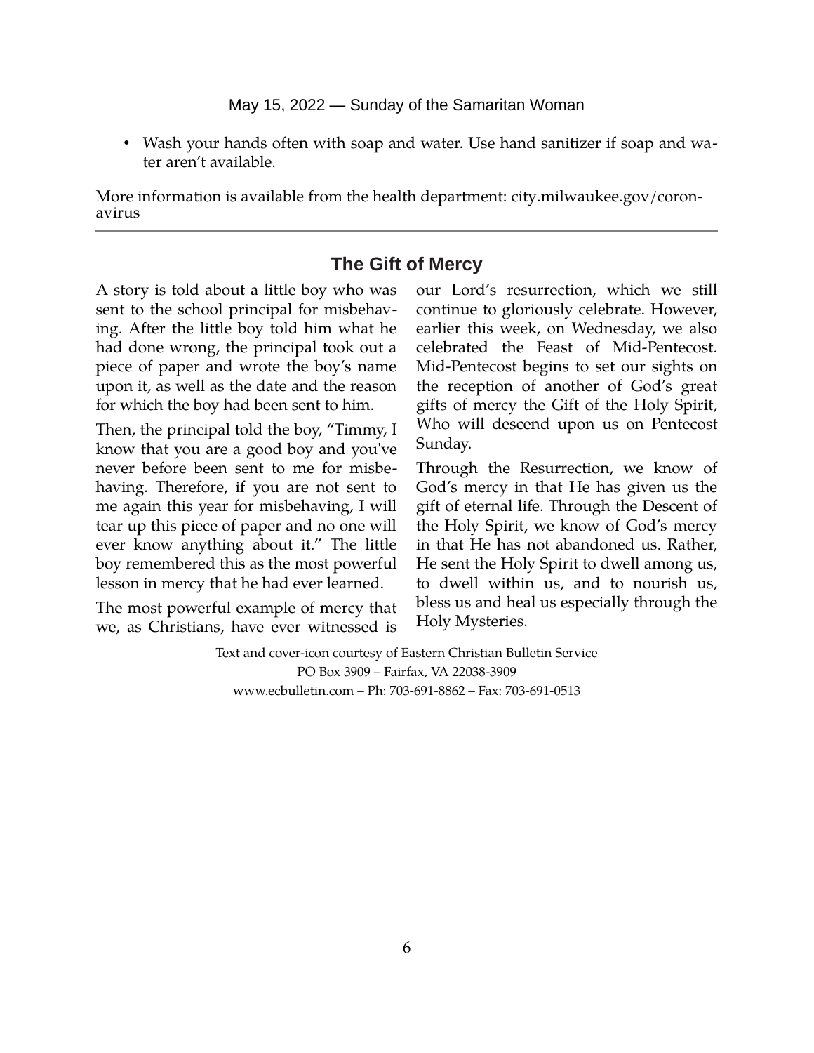- Wash your hands often with soap and water. Use hand sanitizer if soap and water aren't available.

More information is available from the health department: city.milwaukee.gov/coronavirus

---

## The Gift of Mercy

A story is told about a little boy who was sent to the school principal for misbehaving. After the little boy told him what he had done wrong, the principal took out a piece of paper and wrote the boy's name upon it, as well as the date and the reason for which the boy had been sent to him.

Then, the principal told the boy, "Timmy, I know that you are a good boy and you've never before been sent to me for misbehaving. Therefore, if you are not sent to me again this year for misbehaving, I will tear up this piece of paper and no one will ever know anything about it." The little boy remembered this as the most powerful lesson in mercy that he had ever learned.

The most powerful example of mercy that we, as Christians, have ever witnessed is our Lord's resurrection, which we still continue to gloriously celebrate. However, earlier this week, on Wednesday, we also celebrated the Feast of Mid-Pentecost. Mid-Pentecost begins to set our sights on the reception of another of God's great gifts of mercy the Gift of the Holy Spirit, Who will descend upon us on Pentecost Sunday.

Through the Resurrection, we know of God's mercy in that He has given us the gift of eternal life. Through the Descent of the Holy Spirit, we know of God's mercy in that He has not abandoned us. Rather, He sent the Holy Spirit to dwell among us, to dwell within us, and to nourish us, bless us and heal us especially through the Holy Mysteries.

Text and cover-icon courtesy of Eastern Christian Bulletin Service
PO Box 3909 – Fairfax, VA 22038-3909
www.ecbulletin.com – Ph: 703-691-8862 – Fax: 703-691-0513